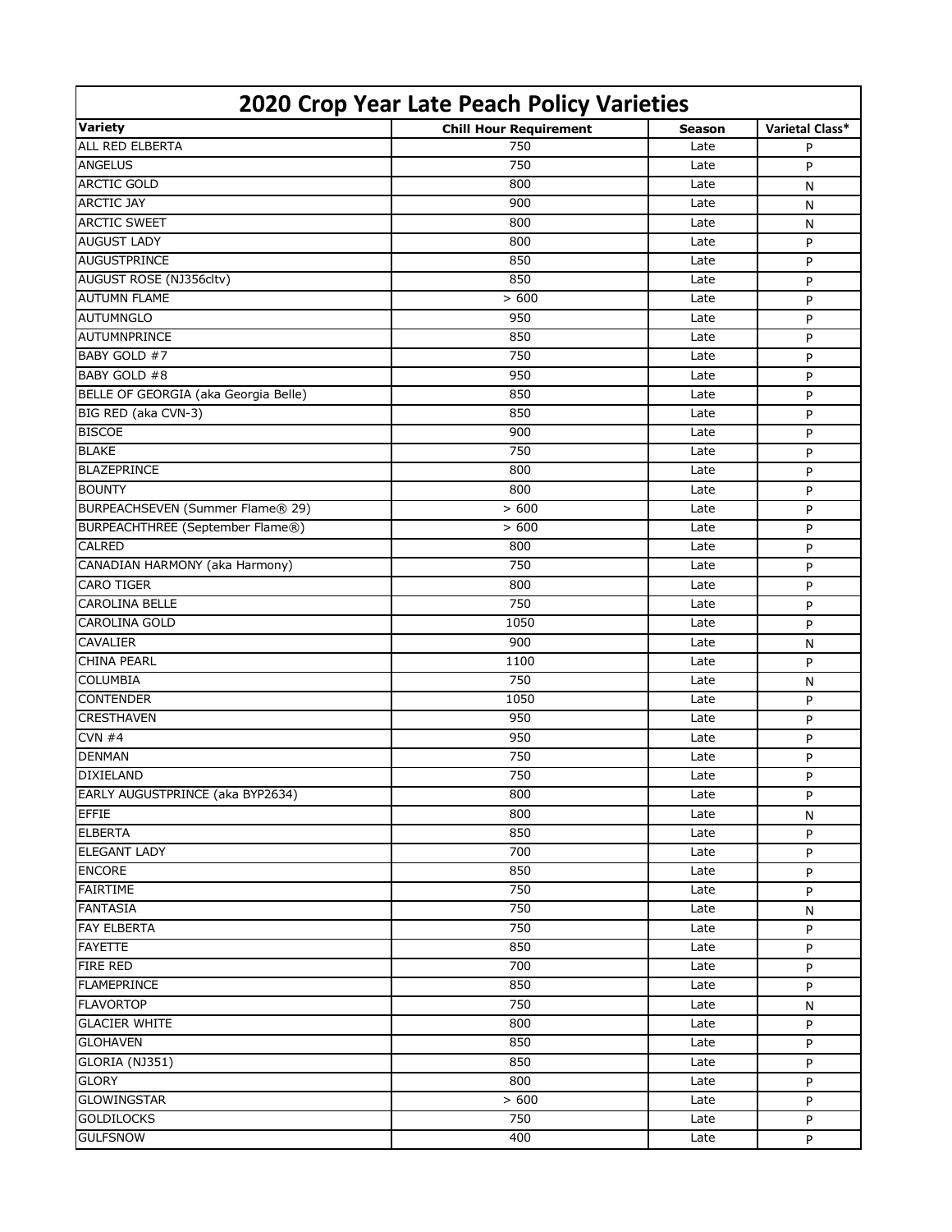# 2020 Crop Year Late Peach Policy Varieties

| Variety | Chill Hour Requirement | Season | Varietal Class* |
|---|---|---|---|
| ALL RED ELBERTA | 750 | Late | P |
| ANGELUS | 750 | Late | P |
| ARCTIC GOLD | 800 | Late | N |
| ARCTIC JAY | 900 | Late | N |
| ARCTIC SWEET | 800 | Late | N |
| AUGUST LADY | 800 | Late | P |
| AUGUSTPRINCE | 850 | Late | P |
| AUGUST ROSE (NJ356cltv) | 850 | Late | P |
| AUTUMN FLAME | > 600 | Late | P |
| AUTUMNGLO | 950 | Late | P |
| AUTUMNPRINCE | 850 | Late | P |
| BABY GOLD #7 | 750 | Late | P |
| BABY GOLD #8 | 950 | Late | P |
| BELLE OF GEORGIA (aka Georgia Belle) | 850 | Late | P |
| BIG RED (aka CVN-3) | 850 | Late | P |
| BISCOE | 900 | Late | P |
| BLAKE | 750 | Late | P |
| BLAZEPRINCE | 800 | Late | P |
| BOUNTY | 800 | Late | P |
| BURPEACHSEVEN (Summer Flame® 29) | > 600 | Late | P |
| BURPEACHTHREE (September Flame®) | > 600 | Late | P |
| CALRED | 800 | Late | P |
| CANADIAN HARMONY (aka Harmony) | 750 | Late | P |
| CARO TIGER | 800 | Late | P |
| CAROLINA BELLE | 750 | Late | P |
| CAROLINA GOLD | 1050 | Late | P |
| CAVALIER | 900 | Late | N |
| CHINA PEARL | 1100 | Late | P |
| COLUMBIA | 750 | Late | N |
| CONTENDER | 1050 | Late | P |
| CRESTHAVEN | 950 | Late | P |
| CVN #4 | 950 | Late | P |
| DENMAN | 750 | Late | P |
| DIXIELAND | 750 | Late | P |
| EARLY AUGUSTPRINCE (aka BYP2634) | 800 | Late | P |
| EFFIE | 800 | Late | N |
| ELBERTA | 850 | Late | P |
| ELEGANT LADY | 700 | Late | P |
| ENCORE | 850 | Late | P |
| FAIRTIME | 750 | Late | P |
| FANTASIA | 750 | Late | N |
| FAY ELBERTA | 750 | Late | P |
| FAYETTE | 850 | Late | P |
| FIRE RED | 700 | Late | P |
| FLAMEPRINCE | 850 | Late | P |
| FLAVORTOP | 750 | Late | N |
| GLACIER WHITE | 800 | Late | P |
| GLOHAVEN | 850 | Late | P |
| GLORIA (NJ351) | 850 | Late | P |
| GLORY | 800 | Late | P |
| GLOWINGSTAR | > 600 | Late | P |
| GOLDILOCKS | 750 | Late | P |
| GULFSNOW | 400 | Late | P |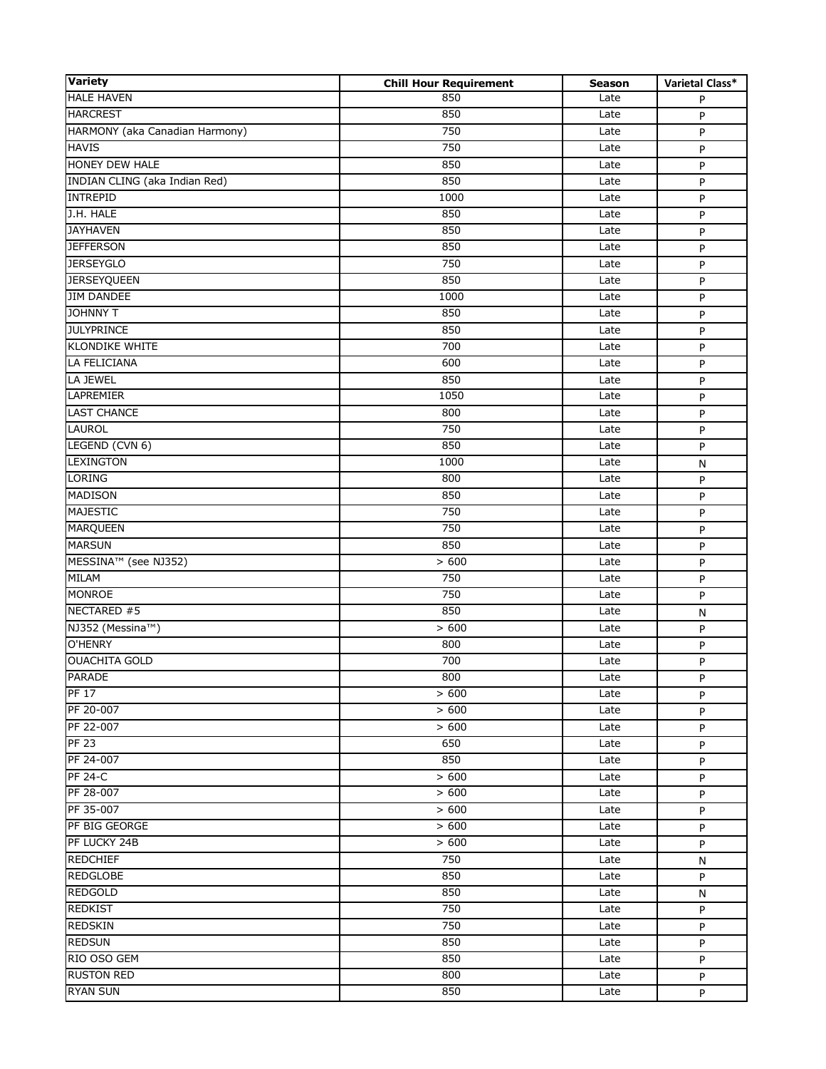| Variety | Chill Hour Requirement | Season | Varietal Class* |
| --- | --- | --- | --- |
| HALE HAVEN | 850 | Late | P |
| HARCREST | 850 | Late | P |
| HARMONY (aka Canadian Harmony) | 750 | Late | P |
| HAVIS | 750 | Late | P |
| HONEY DEW HALE | 850 | Late | P |
| INDIAN CLING (aka Indian Red) | 850 | Late | P |
| INTREPID | 1000 | Late | P |
| J.H. HALE | 850 | Late | P |
| JAYHAVEN | 850 | Late | P |
| JEFFERSON | 850 | Late | P |
| JERSEYGLO | 750 | Late | P |
| JERSEYQUEEN | 850 | Late | P |
| JIM DANDEE | 1000 | Late | P |
| JOHNNY T | 850 | Late | P |
| JULYPRINCE | 850 | Late | P |
| KLONDIKE WHITE | 700 | Late | P |
| LA FELICIANA | 600 | Late | P |
| LA JEWEL | 850 | Late | P |
| LAPREMIER | 1050 | Late | P |
| LAST CHANCE | 800 | Late | P |
| LAUROL | 750 | Late | P |
| LEGEND (CVN 6) | 850 | Late | P |
| LEXINGTON | 1000 | Late | N |
| LORING | 800 | Late | P |
| MADISON | 850 | Late | P |
| MAJESTIC | 750 | Late | P |
| MARQUEEN | 750 | Late | P |
| MARSUN | 850 | Late | P |
| MESSINA™ (see NJ352) | > 600 | Late | P |
| MILAM | 750 | Late | P |
| MONROE | 750 | Late | P |
| NECTARED #5 | 850 | Late | N |
| NJ352 (Messina™) | > 600 | Late | P |
| O'HENRY | 800 | Late | P |
| OUACHITA GOLD | 700 | Late | P |
| PARADE | 800 | Late | P |
| PF 17 | > 600 | Late | P |
| PF 20-007 | > 600 | Late | P |
| PF 22-007 | > 600 | Late | P |
| PF 23 | 650 | Late | P |
| PF 24-007 | 850 | Late | P |
| PF 24-C | > 600 | Late | P |
| PF 28-007 | > 600 | Late | P |
| PF 35-007 | > 600 | Late | P |
| PF BIG GEORGE | > 600 | Late | P |
| PF LUCKY 24B | > 600 | Late | P |
| REDCHIEF | 750 | Late | N |
| REDGLOBE | 850 | Late | P |
| REDGOLD | 850 | Late | N |
| REDKIST | 750 | Late | P |
| REDSKIN | 750 | Late | P |
| REDSUN | 850 | Late | P |
| RIO OSO GEM | 850 | Late | P |
| RUSTON RED | 800 | Late | P |
| RYAN SUN | 850 | Late | P |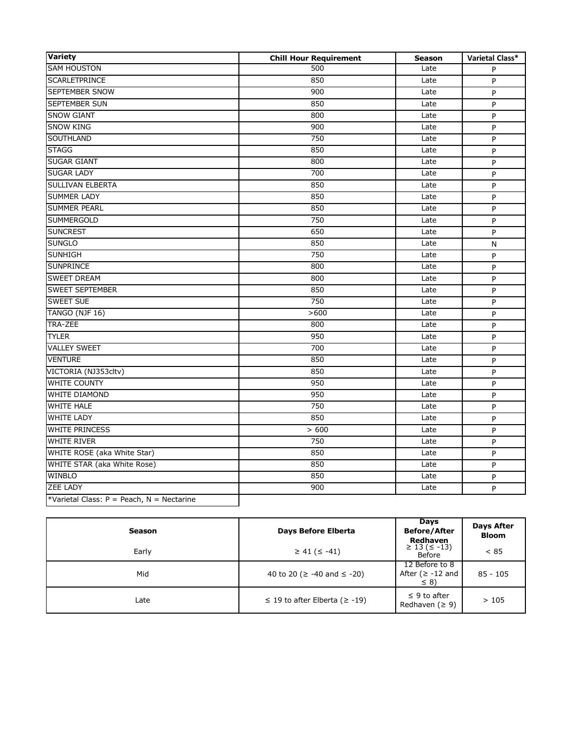| Variety | Chill Hour Requirement | Season | Varietal Class* |
|---|---|---|---|
| SAM HOUSTON | 500 | Late | P |
| SCARLETPRINCE | 850 | Late | P |
| SEPTEMBER SNOW | 900 | Late | P |
| SEPTEMBER SUN | 850 | Late | P |
| SNOW GIANT | 800 | Late | P |
| SNOW KING | 900 | Late | P |
| SOUTHLAND | 750 | Late | P |
| STAGG | 850 | Late | P |
| SUGAR GIANT | 800 | Late | P |
| SUGAR LADY | 700 | Late | P |
| SULLIVAN ELBERTA | 850 | Late | P |
| SUMMER LADY | 850 | Late | P |
| SUMMER PEARL | 850 | Late | P |
| SUMMERGOLD | 750 | Late | P |
| SUNCREST | 650 | Late | P |
| SUNGLO | 850 | Late | N |
| SUNHIGH | 750 | Late | P |
| SUNPRINCE | 800 | Late | P |
| SWEET DREAM | 800 | Late | P |
| SWEET SEPTEMBER | 850 | Late | P |
| SWEET SUE | 750 | Late | P |
| TANGO (NJF 16) | >600 | Late | P |
| TRA-ZEE | 800 | Late | P |
| TYLER | 950 | Late | P |
| VALLEY SWEET | 700 | Late | P |
| VENTURE | 850 | Late | P |
| VICTORIA (NJ353cltv) | 850 | Late | P |
| WHITE COUNTY | 950 | Late | P |
| WHITE DIAMOND | 950 | Late | P |
| WHITE HALE | 750 | Late | P |
| WHITE LADY | 850 | Late | P |
| WHITE PRINCESS | > 600 | Late | P |
| WHITE RIVER | 750 | Late | P |
| WHITE ROSE (aka White Star) | 850 | Late | P |
| WHITE STAR (aka White Rose) | 850 | Late | P |
| WINBLO | 850 | Late | P |
| ZEE LADY | 900 | Late | P |

*Varietal Class: P = Peach, N = Nectarine

| Season | Days Before Elberta | Days Before/After Redhaven | Days After Bloom |
|---|---|---|---|
| Early | ≥ 41 (≤ -41) | ≥ 13 (≤ -13) Before | < 85 |
| Mid | 40 to 20 (≥ -40 and ≤ -20) | 12 Before to 8 After (≥ -12 and ≤ 8) | 85 - 105 |
| Late | ≤ 19 to after Elberta (≥ -19) | ≤ 9 to after Redhaven (≥ 9) | > 105 |